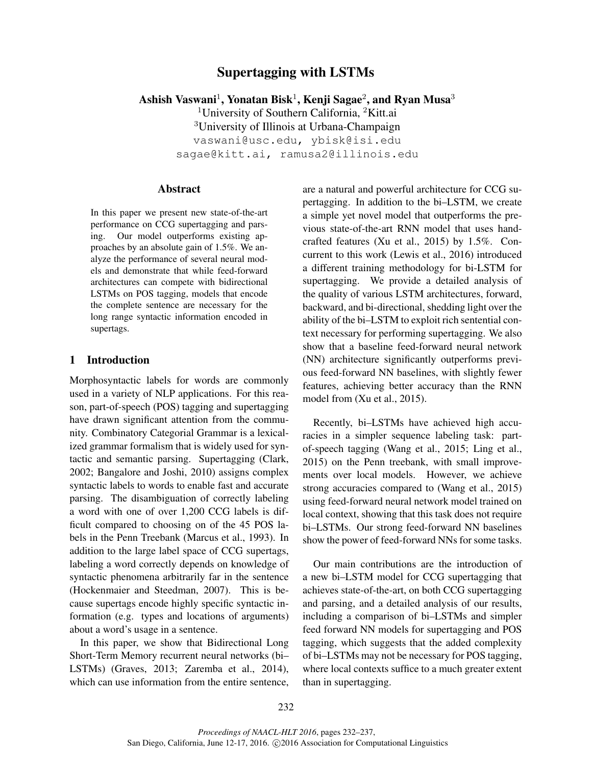# Supertagging with LSTMs

**Ashish Vaswani[1], Yonatan Bisk[1], Kenji Sagae[2], and Ryan Musa[3]**

[1]University of Southern California, [2]Kitt.ai
[3]University of Illinois at Urbana-Champaign
vaswani@usc.edu, ybisk@isi.edu
sagae@kitt.ai, ramusa2@illinois.edu

## Abstract

In this paper we present new state-of-the-art performance on CCG supertagging and parsing. Our model outperforms existing approaches by an absolute gain of 1.5%. We analyze the performance of several neural models and demonstrate that while feed-forward architectures can compete with bidirectional LSTMs on POS tagging, models that encode the complete sentence are necessary for the long range syntactic information encoded in supertags.

## 1 Introduction

Morphosyntactic labels for words are commonly used in a variety of NLP applications. For this reason, part-of-speech (POS) tagging and supertagging have drawn significant attention from the community. Combinatory Categorial Grammar is a lexicalized grammar formalism that is widely used for syntactic and semantic parsing. Supertagging (Clark, 2002; Bangalore and Joshi, 2010) assigns complex syntactic labels to words to enable fast and accurate parsing. The disambiguation of correctly labeling a word with one of over 1,200 CCG labels is difficult compared to choosing on of the 45 POS labels in the Penn Treebank (Marcus et al., 1993). In addition to the large label space of CCG supertags, labeling a word correctly depends on knowledge of syntactic phenomena arbitrarily far in the sentence (Hockenmaier and Steedman, 2007). This is because supertags encode highly specific syntactic information (e.g. types and locations of arguments) about a word's usage in a sentence.

In this paper, we show that Bidirectional Long Short-Term Memory recurrent neural networks (bi–LSTMs) (Graves, 2013; Zaremba et al., 2014), which can use information from the entire sentence, are a natural and powerful architecture for CCG supertagging. In addition to the bi–LSTM, we create a simple yet novel model that outperforms the previous state-of-the-art RNN model that uses handcrafted features (Xu et al., 2015) by 1.5%. Concurrent to this work (Lewis et al., 2016) introduced a different training methodology for bi-LSTM for supertagging. We provide a detailed analysis of the quality of various LSTM architectures, forward, backward, and bi-directional, shedding light over the ability of the bi–LSTM to exploit rich sentential context necessary for performing supertagging. We also show that a baseline feed-forward neural network (NN) architecture significantly outperforms previous feed-forward NN baselines, with slightly fewer features, achieving better accuracy than the RNN model from (Xu et al., 2015).

Recently, bi–LSTMs have achieved high accuracies in a simpler sequence labeling task: part-of-speech tagging (Wang et al., 2015; Ling et al., 2015) on the Penn treebank, with small improvements over local models. However, we achieve strong accuracies compared to (Wang et al., 2015) using feed-forward neural network model trained on local context, showing that this task does not require bi–LSTMs. Our strong feed-forward NN baselines show the power of feed-forward NNs for some tasks.

Our main contributions are the introduction of a new bi–LSTM model for CCG supertagging that achieves state-of-the-art, on both CCG supertagging and parsing, and a detailed analysis of our results, including a comparison of bi–LSTMs and simpler feed forward NN models for supertagging and POS tagging, which suggests that the added complexity of bi–LSTMs may not be necessary for POS tagging, where local contexts suffice to a much greater extent than in supertagging.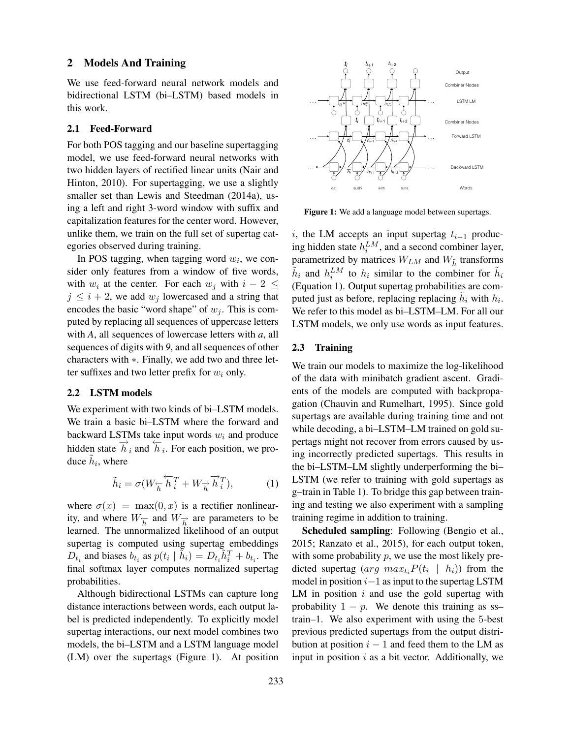## 2 Models And Training

We use feed-forward neural network models and bidirectional LSTM (bi–LSTM) based models in this work.

### 2.1 Feed-Forward

For both POS tagging and our baseline supertagging model, we use feed-forward neural networks with two hidden layers of rectified linear units (Nair and Hinton, 2010). For supertagging, we use a slightly smaller set than Lewis and Steedman (2014a), using a left and right 3-word window with suffix and capitalization features for the center word. However, unlike them, we train on the full set of supertag categories observed during training.

In POS tagging, when tagging word $w_i$, we consider only features from a window of five words, with $w_i$ at the center. For each $w_j$ with $i - 2 \leq j \leq i + 2$, we add $w_j$ lowercased and a string that encodes the basic "word shape" of $w_j$. This is computed by replacing all sequences of uppercase letters with *A*, all sequences of lowercase letters with *a*, all sequences of digits with *9*, and all sequences of other characters with $*$. Finally, we add two and three letter suffixes and two letter prefix for $w_i$ only.

### 2.2 LSTM models

We experiment with two kinds of bi–LSTM models. We train a basic bi–LSTM where the forward and backward LSTMs take input words $w_i$ and produce hidden state $\overrightarrow{h}_i$ and $\overleftarrow{h}_i$. For each position, we produce $\tilde{h}_i$, where

$$\tilde{h}_i = \sigma(W_{\overleftarrow{h}} \overleftarrow{h}_i^T + W_{\overrightarrow{h}} \overrightarrow{h}_i^T), \tag{1}$$

where $\sigma(x) = \max(0, x)$ is a rectifier nonlinearity, and where $W_{\overleftarrow{h}}$ and $W_{\overrightarrow{h}}$ are parameters to be learned. The unnormalized likelihood of an output supertag is computed using supertag embeddings $D_{t_i}$ and biases $b_{t_i}$ as $p(t_i \mid \tilde{h}_i) = D_{t_i} \tilde{h}_i^T + b_{t_i}$. The final softmax layer computes normalized supertag probabilities.

Although bidirectional LSTMs can capture long distance interactions between words, each output label is predicted independently. To explicitly model supertag interactions, our next model combines two models, the bi–LSTM and a LSTM language model (LM) over the supertags (Figure 1). At position $i$, the LM accepts an input supertag $t_{i-1}$ producing hidden state $h_i^{LM}$, and a second combiner layer, parametrized by matrices $W_{LM}$ and $W_{\tilde{h}}$ transforms $\tilde{h}_i$ and $h_i^{LM}$ to $h_i$ similar to the combiner for $\tilde{h}_i$ (Equation 1). Output supertag probabilities are computed just as before, replacing replacing $\tilde{h}_i$ with $h_i$. We refer to this model as bi–LSTM–LM. For all our LSTM models, we only use words as input features.

**Figure 1:** We add a language model between supertags.

### 2.3 Training

We train our models to maximize the log-likelihood of the data with minibatch gradient ascent. Gradients of the models are computed with backpropagation (Chauvin and Rumelhart, 1995). Since gold supertags are available during training time and not while decoding, a bi–LSTM–LM trained on gold supertags might not recover from errors caused by using incorrectly predicted supertags. This results in the bi–LSTM–LM slightly underperforming the bi–LSTM (we refer to training with gold supertags as g–train in Table 1). To bridge this gap between training and testing we also experiment with a sampling training regime in addition to training.

**Scheduled sampling**: Following (Bengio et al., 2015; Ranzato et al., 2015), for each output token, with some probability $p$, we use the most likely predicted supertag ($arg\ max_{t_i} P(t_i \mid h_i)$) from the model in position $i-1$ as input to the supertag LSTM LM in position $i$ and use the gold supertag with probability $1 - p$. We denote this training as ss–train–1. We also experiment with using the 5-best previous predicted supertags from the output distribution at position $i - 1$ and feed them to the LM as input in position $i$ as a bit vector. Additionally, we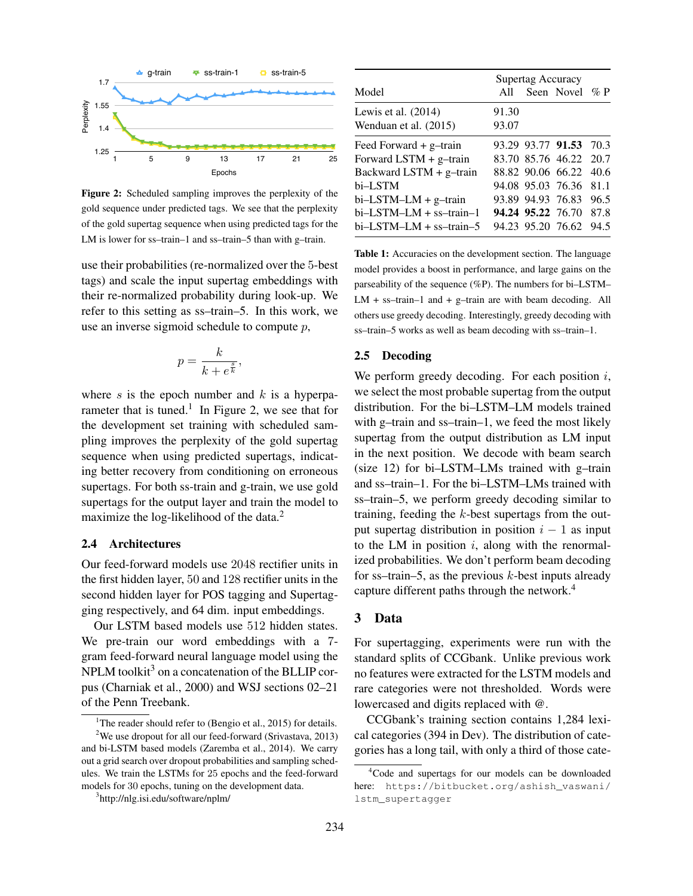Figure 2: Scheduled sampling improves the perplexity of the gold sequence under predicted tags. We see that the perplexity of the gold supertag sequence when using predicted tags for the LM is lower for ss–train–1 and ss–train–5 than with g–train.

use their probabilities (re-normalized over the 5-best tags) and scale the input supertag embeddings with their re-normalized probability during look-up. We refer to this setting as ss–train–5. In this work, we use an inverse sigmoid schedule to compute $p$,

$$p = \frac{k}{k + e^{\frac{s}{k}}},$$

where $s$ is the epoch number and $k$ is a hyperparameter that is tuned.[1] In Figure 2, we see that for the development set training with scheduled sampling improves the perplexity of the gold supertag sequence when using predicted supertags, indicating better recovery from conditioning on erroneous supertags. For both ss-train and g-train, we use gold supertags for the output layer and train the model to maximize the log-likelihood of the data.[2]

## 2.4 Architectures

Our feed-forward models use 2048 rectifier units in the first hidden layer, 50 and 128 rectifier units in the second hidden layer for POS tagging and Supertagging respectively, and 64 dim. input embeddings.

Our LSTM based models use 512 hidden states. We pre-train our word embeddings with a 7-gram feed-forward neural language model using the NPLM toolkit[3] on a concatenation of the BLLIP corpus (Charniak et al., 2000) and WSJ sections 02–21 of the Penn Treebank.

[1] The reader should refer to (Bengio et al., 2015) for details.

[2] We use dropout for all our feed-forward (Srivastava, 2013) and bi-LSTM based models (Zaremba et al., 2014). We carry out a grid search over dropout probabilities and sampling schedules. We train the LSTMs for 25 epochs and the feed-forward models for 30 epochs, tuning on the development data.

[3] http://nlg.isi.edu/software/nplm/

| Model | Supertag Accuracy All | Seen | Novel | % P |
|---|---|---|---|---|
| Lewis et al. (2014) | 91.30 | | | |
| Wenduan et al. (2015) | 93.07 | | | |
| Feed Forward + g–train | 93.29 | 93.77 | **91.53** | 70.3 |
| Forward LSTM + g–train | 83.70 | 85.76 | 46.22 | 20.7 |
| Backward LSTM + g–train | 88.82 | 90.06 | 66.22 | 40.6 |
| bi–LSTM | 94.08 | 95.03 | 76.36 | 81.1 |
| bi–LSTM–LM + g–train | 93.89 | 94.93 | 76.83 | 96.5 |
| bi–LSTM–LM + ss–train–1 | **94.24** | **95.22** | 76.70 | 87.8 |
| bi–LSTM–LM + ss–train–5 | 94.23 | 95.20 | 76.62 | 94.5 |

Table 1: Accuracies on the development section. The language model provides a boost in performance, and large gains on the parseability of the sequence (%P). The numbers for bi–LSTM–LM + ss–train–1 and + g–train are with beam decoding. All others use greedy decoding. Interestingly, greedy decoding with ss–train–5 works as well as beam decoding with ss–train–1.

## 2.5 Decoding

We perform greedy decoding. For each position $i$, we select the most probable supertag from the output distribution. For the bi–LSTM–LM models trained with g–train and ss–train–1, we feed the most likely supertag from the output distribution as LM input in the next position. We decode with beam search (size 12) for bi–LSTM–LMs trained with g–train and ss–train–1. For the bi–LSTM–LMs trained with ss–train–5, we perform greedy decoding similar to training, feeding the $k$-best supertags from the output supertag distribution in position $i - 1$ as input to the LM in position $i$, along with the renormalized probabilities. We don't perform beam decoding for ss–train–5, as the previous $k$-best inputs already capture different paths through the network.[4]

# 3 Data

For supertagging, experiments were run with the standard splits of CCGbank. Unlike previous work no features were extracted for the LSTM models and rare categories were not thresholded. Words were lowercased and digits replaced with @.

CCGbank's training section contains 1,284 lexical categories (394 in Dev). The distribution of categories has a long tail, with only a third of those cate-

[4] Code and supertags for our models can be downloaded here: https://bitbucket.org/ashish_vaswani/lstm_supertagger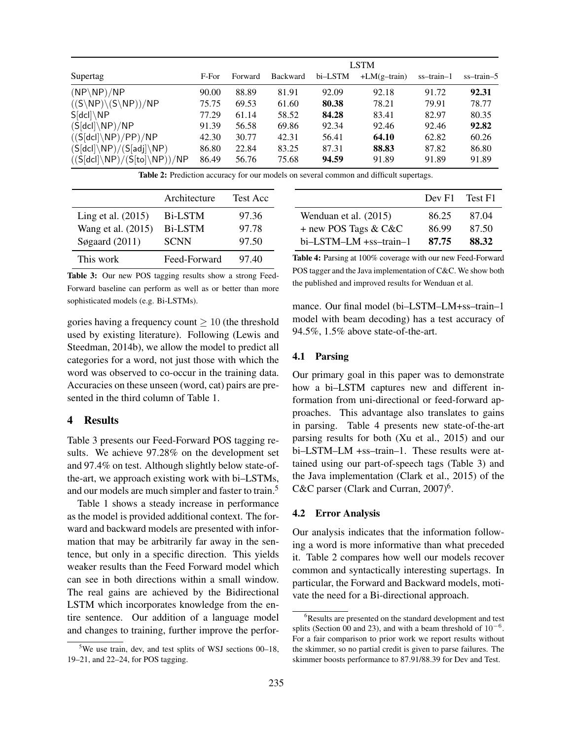| Supertag | F-For | Forward | Backward | bi–LSTM | +LM(g–train) | ss–train–1 | ss–train–5 |
|---|---|---|---|---|---|---|---|
| | | LSTM | | | | | |
| (NP\NP)/NP | 90.00 | 88.89 | 81.91 | 92.09 | 92.18 | 91.72 | **92.31** |
| ((S\NP)\(S\NP))/NP | 75.75 | 69.53 | 61.60 | **80.38** | 78.21 | 79.91 | 78.77 |
| S[dcl]\NP | 77.29 | 61.14 | 58.52 | **84.28** | 83.41 | 82.97 | 80.35 |
| (S[dcl]\NP)/NP | 91.39 | 56.58 | 69.86 | 92.34 | 92.46 | 92.46 | **92.82** |
| ((S[dcl]\NP)/PP)/NP | 42.30 | 30.77 | 42.31 | 56.41 | **64.10** | 62.82 | 60.26 |
| (S[dcl]\NP)/(S[adj]\NP) | 86.80 | 22.84 | 83.25 | 87.31 | **88.83** | 87.82 | 86.80 |
| ((S[dcl]\NP)/(S[to]\NP))/NP | 86.49 | 56.76 | 75.68 | **94.59** | 91.89 | 91.89 | 91.89 |

**Table 2:** Prediction accuracy for our models on several common and difficult supertags.

| | Architecture | Test Acc |
|---|---|---|
| Ling et al. (2015) | Bi-LSTM | 97.36 |
| Wang et al. (2015) | Bi-LSTM | 97.78 |
| Søgaard (2011) | SCNN | 97.50 |
| This work | Feed-Forward | 97.40 |

**Table 3:** Our new POS tagging results show a strong Feed-Forward baseline can perform as well as or better than more sophisticated models (e.g. Bi-LSTMs).

gories having a frequency count $\geq 10$ (the threshold used by existing literature). Following (Lewis and Steedman, 2014b), we allow the model to predict all categories for a word, not just those with which the word was observed to co-occur in the training data. Accuracies on these unseen (word, cat) pairs are presented in the third column of Table 1.

## 4 Results

Table 3 presents our Feed-Forward POS tagging results. We achieve 97.28% on the development set and 97.4% on test. Although slightly below state-of-the-art, we approach existing work with bi–LSTMs, and our models are much simpler and faster to train.[5]

Table 1 shows a steady increase in performance as the model is provided additional context. The forward and backward models are presented with information that may be arbitrarily far away in the sentence, but only in a specific direction. This yields weaker results than the Feed Forward model which can see in both directions within a small window. The real gains are achieved by the Bidirectional LSTM which incorporates knowledge from the entire sentence. Our addition of a language model and changes to training, further improve the performance. Our final model (bi–LSTM–LM+ss–train–1 model with beam decoding) has a test accuracy of 94.5%, 1.5% above state-of-the-art.

| | Dev F1 | Test F1 |
|---|---|---|
| Wenduan et al. (2015) | 86.25 | 87.04 |
| + new POS Tags & C&C | 86.99 | 87.50 |
| bi–LSTM–LM +ss–train–1 | **87.75** | **88.32** |

**Table 4:** Parsing at 100% coverage with our new Feed-Forward POS tagger and the Java implementation of C&C. We show both the published and improved results for Wenduan et al.

### 4.1 Parsing

Our primary goal in this paper was to demonstrate how a bi–LSTM captures new and different information from uni-directional or feed-forward approaches. This advantage also translates to gains in parsing. Table 4 presents new state-of-the-art parsing results for both (Xu et al., 2015) and our bi–LSTM–LM +ss–train–1. These results were attained using our part-of-speech tags (Table 3) and the Java implementation (Clark et al., 2015) of the C&C parser (Clark and Curran, 2007)[6].

### 4.2 Error Analysis

Our analysis indicates that the information following a word is more informative than what preceded it. Table 2 compares how well our models recover common and syntactically interesting supertags. In particular, the Forward and Backward models, motivate the need for a Bi-directional approach.

[5] We use train, dev, and test splits of WSJ sections 00–18, 19–21, and 22–24, for POS tagging.

[6] Results are presented on the standard development and test splits (Section 00 and 23), and with a beam threshold of $10^{-6}$. For a fair comparison to prior work we report results without the skimmer, so no partial credit is given to parse failures. The skimmer boosts performance to 87.91/88.39 for Dev and Test.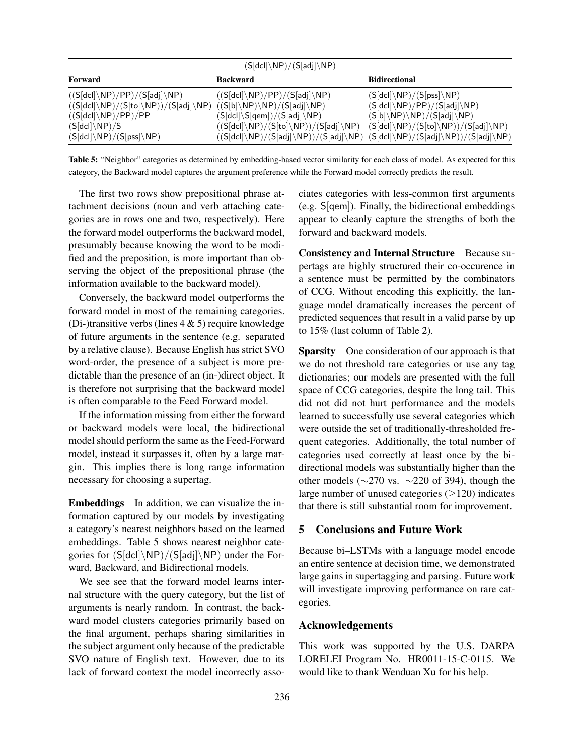| (S[dcl]\NP)/(S[adj]\NP) | | |
|---|---|---|
| **Forward** | **Backward** | **Bidirectional** |
| ((S[dcl]\NP)/PP)/(S[adj]\NP) | ((S[dcl]\NP)/PP)/(S[adj]\NP) | (S[dcl]\NP)/(S[pss]\NP) |
| ((S[dcl]\NP)/(S[to]\NP))/(S[adj]\NP) | ((S[b]\NP)\NP)/(S[adj]\NP) | (S[dcl]\NP)/PP)/(S[adj]\NP) |
| ((S[dcl]\NP)/PP)/PP | (S[dcl]\S[qem])/(S[adj]\NP) | (S[b]\NP)\NP)/(S[adj]\NP) |
| (S[dcl]\NP)/S | ((S[dcl]\NP)/(S[to]\NP))/(S[adj]\NP) | (S[dcl]\NP)/(S[to]\NP))/(S[adj]\NP) |
| (S[dcl]\NP)/(S[pss]\NP) | ((S[dcl]\NP)/(S[adj]\NP))/(S[adj]\NP) | (S[dcl]\NP)/(S[adj]\NP))/(S[adj]\NP) |

**Table 5:** "Neighbor" categories as determined by embedding-based vector similarity for each class of model. As expected for this category, the Backward model captures the argument preference while the Forward model correctly predicts the result.

The first two rows show prepositional phrase attachment decisions (noun and verb attaching categories are in rows one and two, respectively). Here the forward model outperforms the backward model, presumably because knowing the word to be modified and the preposition, is more important than observing the object of the prepositional phrase (the information available to the backward model).

Conversely, the backward model outperforms the forward model in most of the remaining categories. (Di-)transitive verbs (lines 4 & 5) require knowledge of future arguments in the sentence (e.g. separated by a relative clause). Because English has strict SVO word-order, the presence of a subject is more predictable than the presence of an (in-)direct object. It is therefore not surprising that the backward model is often comparable to the Feed Forward model.

If the information missing from either the forward or backward models were local, the bidirectional model should perform the same as the Feed-Forward model, instead it surpasses it, often by a large margin. This implies there is long range information necessary for choosing a supertag.

**Embeddings** In addition, we can visualize the information captured by our models by investigating a category's nearest neighbors based on the learned embeddings. Table 5 shows nearest neighbor categories for (S[dcl]\NP)/(S[adj]\NP) under the Forward, Backward, and Bidirectional models.

We see see that the forward model learns internal structure with the query category, but the list of arguments is nearly random. In contrast, the backward model clusters categories primarily based on the final argument, perhaps sharing similarities in the subject argument only because of the predictable SVO nature of English text. However, due to its lack of forward context the model incorrectly associates categories with less-common first arguments (e.g. S[qem]). Finally, the bidirectional embeddings appear to cleanly capture the strengths of both the forward and backward models.

**Consistency and Internal Structure** Because supertags are highly structured their co-occurence in a sentence must be permitted by the combinators of CCG. Without encoding this explicitly, the language model dramatically increases the percent of predicted sequences that result in a valid parse by up to 15% (last column of Table 2).

**Sparsity** One consideration of our approach is that we do not threshold rare categories or use any tag dictionaries; our models are presented with the full space of CCG categories, despite the long tail. This did not did not hurt performance and the models learned to successfully use several categories which were outside the set of traditionally-thresholded frequent categories. Additionally, the total number of categories used correctly at least once by the bidirectional models was substantially higher than the other models ($\sim$270 vs. $\sim$220 of 394), though the large number of unused categories ($\geq$120) indicates that there is still substantial room for improvement.

## 5 Conclusions and Future Work

Because bi–LSTMs with a language model encode an entire sentence at decision time, we demonstrated large gains in supertagging and parsing. Future work will investigate improving performance on rare categories.

## Acknowledgements

This work was supported by the U.S. DARPA LORELEI Program No. HR0011-15-C-0115. We would like to thank Wenduan Xu for his help.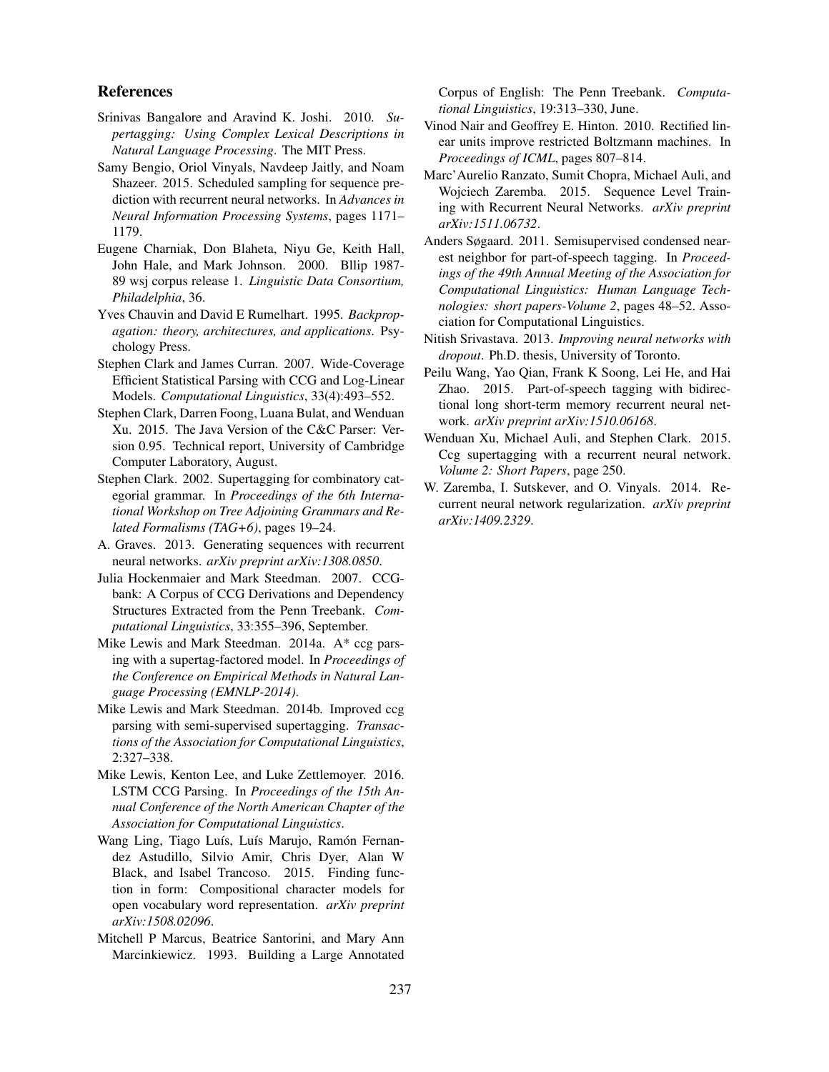## References

Srinivas Bangalore and Aravind K. Joshi. 2010. *Supertagging: Using Complex Lexical Descriptions in Natural Language Processing*. The MIT Press.

Samy Bengio, Oriol Vinyals, Navdeep Jaitly, and Noam Shazeer. 2015. Scheduled sampling for sequence prediction with recurrent neural networks. In *Advances in Neural Information Processing Systems*, pages 1171–1179.

Eugene Charniak, Don Blaheta, Niyu Ge, Keith Hall, John Hale, and Mark Johnson. 2000. Bllip 1987-89 wsj corpus release 1. *Linguistic Data Consortium, Philadelphia*, 36.

Yves Chauvin and David E Rumelhart. 1995. *Backpropagation: theory, architectures, and applications*. Psychology Press.

Stephen Clark and James Curran. 2007. Wide-Coverage Efficient Statistical Parsing with CCG and Log-Linear Models. *Computational Linguistics*, 33(4):493–552.

Stephen Clark, Darren Foong, Luana Bulat, and Wenduan Xu. 2015. The Java Version of the C&C Parser: Version 0.95. Technical report, University of Cambridge Computer Laboratory, August.

Stephen Clark. 2002. Supertagging for combinatory categorial grammar. In *Proceedings of the 6th International Workshop on Tree Adjoining Grammars and Related Formalisms (TAG+6)*, pages 19–24.

A. Graves. 2013. Generating sequences with recurrent neural networks. *arXiv preprint arXiv:1308.0850*.

Julia Hockenmaier and Mark Steedman. 2007. CCGbank: A Corpus of CCG Derivations and Dependency Structures Extracted from the Penn Treebank. *Computational Linguistics*, 33:355–396, September.

Mike Lewis and Mark Steedman. 2014a. A* ccg parsing with a supertag-factored model. In *Proceedings of the Conference on Empirical Methods in Natural Language Processing (EMNLP-2014)*.

Mike Lewis and Mark Steedman. 2014b. Improved ccg parsing with semi-supervised supertagging. *Transactions of the Association for Computational Linguistics*, 2:327–338.

Mike Lewis, Kenton Lee, and Luke Zettlemoyer. 2016. LSTM CCG Parsing. In *Proceedings of the 15th Annual Conference of the North American Chapter of the Association for Computational Linguistics*.

Wang Ling, Tiago Luís, Luís Marujo, Ramón Fernandez Astudillo, Silvio Amir, Chris Dyer, Alan W Black, and Isabel Trancoso. 2015. Finding function in form: Compositional character models for open vocabulary word representation. *arXiv preprint arXiv:1508.02096*.

Mitchell P Marcus, Beatrice Santorini, and Mary Ann Marcinkiewicz. 1993. Building a Large Annotated Corpus of English: The Penn Treebank. *Computational Linguistics*, 19:313–330, June.

Vinod Nair and Geoffrey E. Hinton. 2010. Rectified linear units improve restricted Boltzmann machines. In *Proceedings of ICML*, pages 807–814.

Marc'Aurelio Ranzato, Sumit Chopra, Michael Auli, and Wojciech Zaremba. 2015. Sequence Level Training with Recurrent Neural Networks. *arXiv preprint arXiv:1511.06732*.

Anders Søgaard. 2011. Semisupervised condensed nearest neighbor for part-of-speech tagging. In *Proceedings of the 49th Annual Meeting of the Association for Computational Linguistics: Human Language Technologies: short papers-Volume 2*, pages 48–52. Association for Computational Linguistics.

Nitish Srivastava. 2013. *Improving neural networks with dropout*. Ph.D. thesis, University of Toronto.

Peilu Wang, Yao Qian, Frank K Soong, Lei He, and Hai Zhao. 2015. Part-of-speech tagging with bidirectional long short-term memory recurrent neural network. *arXiv preprint arXiv:1510.06168*.

Wenduan Xu, Michael Auli, and Stephen Clark. 2015. Ccg supertagging with a recurrent neural network. *Volume 2: Short Papers*, page 250.

W. Zaremba, I. Sutskever, and O. Vinyals. 2014. Recurrent neural network regularization. *arXiv preprint arXiv:1409.2329*.